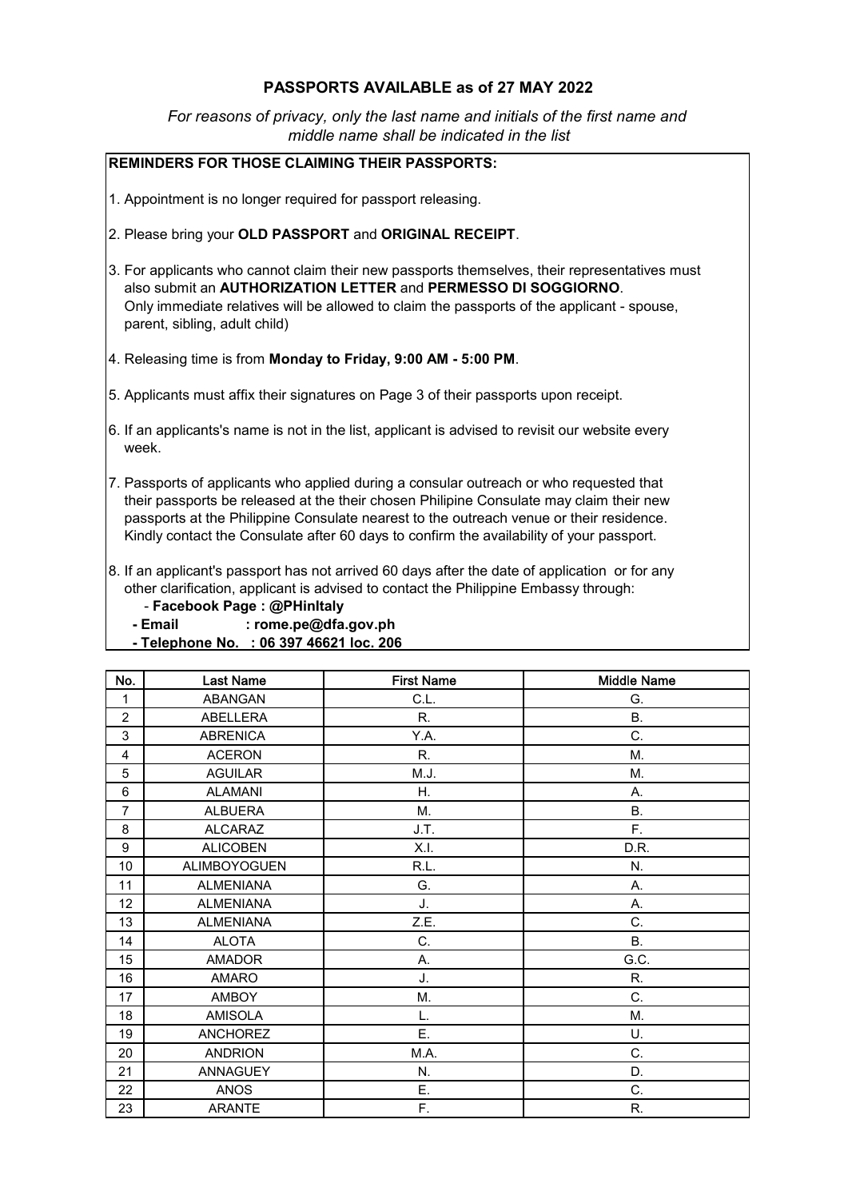## PASSPORTS AVAILABLE as of 27 MAY 2022

*For reasons of privacy, only the last name and initials of the first name and middle name shall be indicated in the list*

**REMINDERS FOR THOSE CLAIMING THEIR PASSPORTS:**

1. Appointment is no longer required for passport releasing.
2. Please bring your **OLD PASSPORT** and **ORIGINAL RECEIPT**.
3. For applicants who cannot claim their new passports themselves, their representatives must also submit an **AUTHORIZATION LETTER** and **PERMESSO DI SOGGIORNO**. Only immediate relatives will be allowed to claim the passports of the applicant - spouse, parent, sibling, adult child)
4. Releasing time is from **Monday to Friday, 9:00 AM - 5:00 PM**.
5. Applicants must affix their signatures on Page 3 of their passports upon receipt.
6. If an applicants's name is not in the list, applicant is advised to revisit our website every week.
7. Passports of applicants who applied during a consular outreach or who requested that their passports be released at the their chosen Philipine Consulate may claim their new passports at the Philippine Consulate nearest to the outreach venue or their residence. Kindly contact the Consulate after 60 days to confirm the availability of your passport.
8. If an applicant's passport has not arrived 60 days after the date of application or for any other clarification, applicant is advised to contact the Philippine Embassy through:
   - **Facebook Page : @PHinItaly**
   - **Email : rome.pe@dfa.gov.ph**
   - **Telephone No. : 06 397 46621 loc. 206**

| No. | Last Name | First Name | Middle Name |
|---|---|---|---|
| 1 | ABANGAN | C.L. | G. |
| 2 | ABELLERA | R. | B. |
| 3 | ABRENICA | Y.A. | C. |
| 4 | ACERON | R. | M. |
| 5 | AGUILAR | M.J. | M. |
| 6 | ALAMANI | H. | A. |
| 7 | ALBUERA | M. | B. |
| 8 | ALCARAZ | J.T. | F. |
| 9 | ALICOBEN | X.I. | D.R. |
| 10 | ALIMBOYOGUEN | R.L. | N. |
| 11 | ALMENIANA | G. | A. |
| 12 | ALMENIANA | J. | A. |
| 13 | ALMENIANA | Z.E. | C. |
| 14 | ALOTA | C. | B. |
| 15 | AMADOR | A. | G.C. |
| 16 | AMARO | J. | R. |
| 17 | AMBOY | M. | C. |
| 18 | AMISOLA | L. | M. |
| 19 | ANCHOREZ | E. | U. |
| 20 | ANDRION | M.A. | C. |
| 21 | ANNAGUEY | N. | D. |
| 22 | ANOS | E. | C. |
| 23 | ARANTE | F. | R. |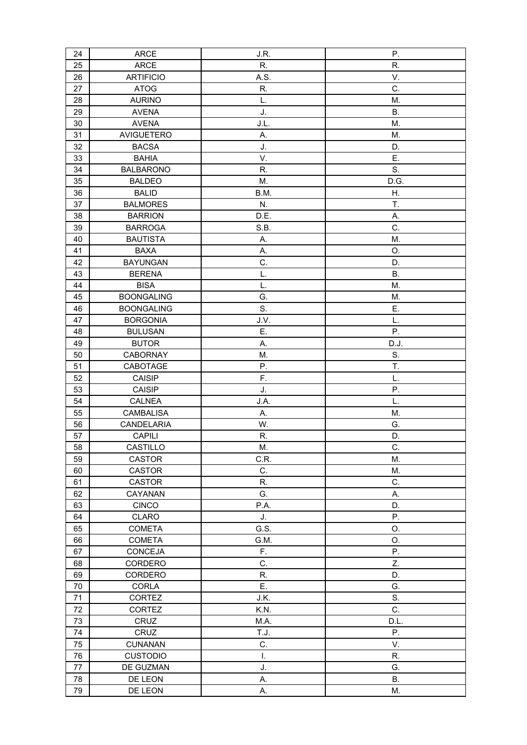| | | | |
|---|---|---|---|
| 24 | ARCE | J.R. | P. |
| 25 | ARCE | R. | R. |
| 26 | ARTIFICIO | A.S. | V. |
| 27 | ATOG | R. | C. |
| 28 | AURINO | L. | M. |
| 29 | AVENA | J. | B. |
| 30 | AVENA | J.L. | M. |
| 31 | AVIGUETERO | A. | M. |
| 32 | BACSA | J. | D. |
| 33 | BAHIA | V. | E. |
| 34 | BALBARONO | R. | S. |
| 35 | BALDEO | M. | D.G. |
| 36 | BALID | B.M. | H. |
| 37 | BALMORES | N. | T. |
| 38 | BARRION | D.E. | A. |
| 39 | BARROGA | S.B. | C. |
| 40 | BAUTISTA | A. | M. |
| 41 | BAXA | A. | O. |
| 42 | BAYUNGAN | C. | D. |
| 43 | BERENA | L. | B. |
| 44 | BISA | L. | M. |
| 45 | BOONGALING | G. | M. |
| 46 | BOONGALING | S. | E. |
| 47 | BORGONIA | J.V. | L. |
| 48 | BULUSAN | E. | P. |
| 49 | BUTOR | A. | D.J. |
| 50 | CABORNAY | M. | S. |
| 51 | CABOTAGE | P. | T. |
| 52 | CAISIP | F. | L. |
| 53 | CAISIP | J. | P. |
| 54 | CALNEA | J.A. | L. |
| 55 | CAMBALISA | A. | M. |
| 56 | CANDELARIA | W. | G. |
| 57 | CAPILI | R. | D. |
| 58 | CASTILLO | M. | C. |
| 59 | CASTOR | C.R. | M. |
| 60 | CASTOR | C. | M. |
| 61 | CASTOR | R. | C. |
| 62 | CAYANAN | G. | A. |
| 63 | CINCO | P.A. | D. |
| 64 | CLARO | J. | P. |
| 65 | COMETA | G.S. | O. |
| 66 | COMETA | G.M. | O. |
| 67 | CONCEJA | F. | P. |
| 68 | CORDERO | C. | Z. |
| 69 | CORDERO | R. | D. |
| 70 | CORLA | E. | G. |
| 71 | CORTEZ | J.K. | S. |
| 72 | CORTEZ | K.N. | C. |
| 73 | CRUZ | M.A. | D.L. |
| 74 | CRUZ | T.J. | P. |
| 75 | CUNANAN | C. | V. |
| 76 | CUSTODIO | I. | R. |
| 77 | DE GUZMAN | J. | G. |
| 78 | DE LEON | A. | B. |
| 79 | DE LEON | A. | M. |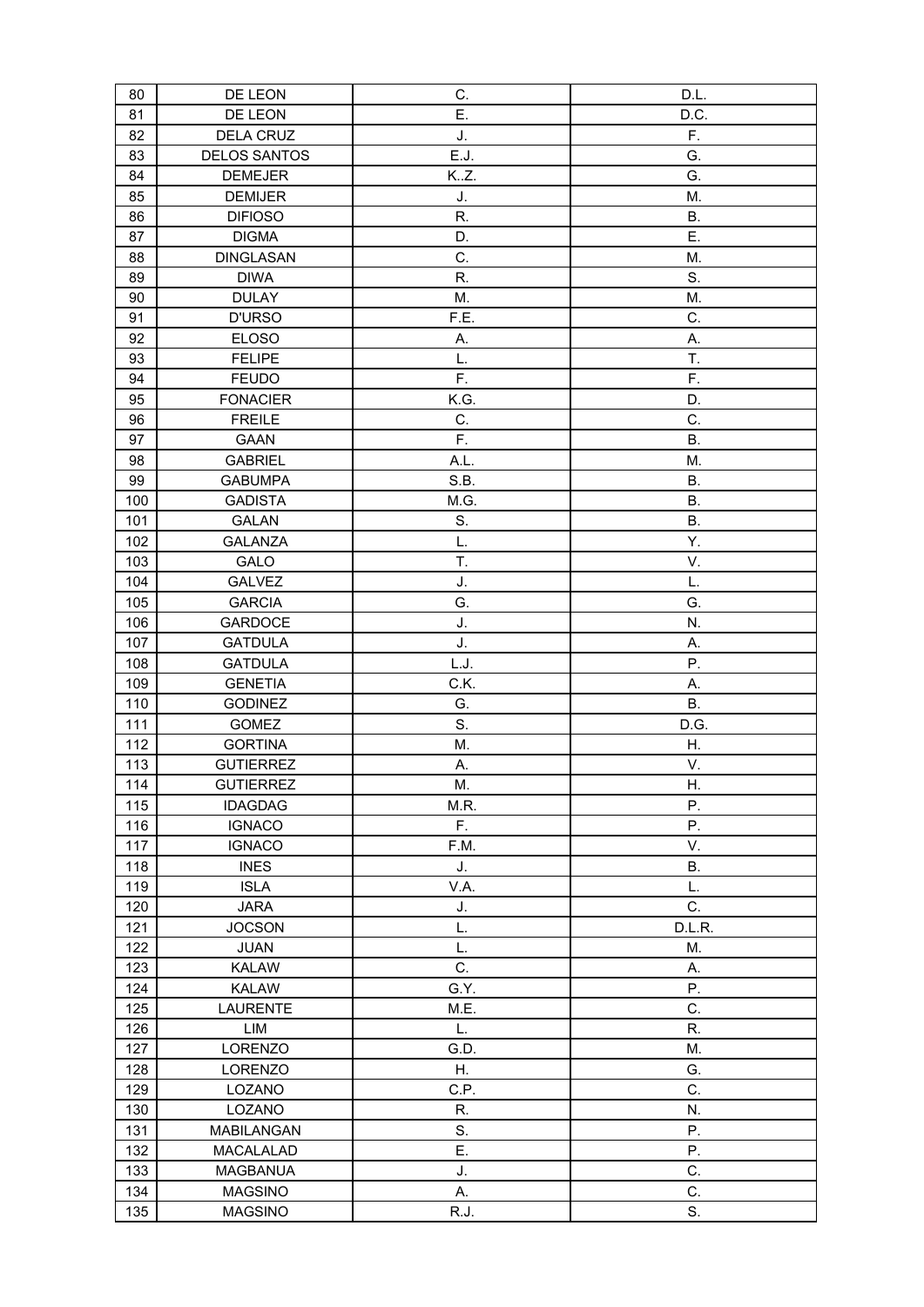| 80 | DE LEON | C. | D.L. |
|---|---|---|---|
| 81 | DE LEON | E. | D.C. |
| 82 | DELA CRUZ | J. | F. |
| 83 | DELOS SANTOS | E.J. | G. |
| 84 | DEMEJER | K..Z. | G. |
| 85 | DEMIJER | J. | M. |
| 86 | DIFIOSO | R. | B. |
| 87 | DIGMA | D. | E. |
| 88 | DINGLASAN | C. | M. |
| 89 | DIWA | R. | S. |
| 90 | DULAY | M. | M. |
| 91 | D'URSO | F.E. | C. |
| 92 | ELOSO | A. | A. |
| 93 | FELIPE | L. | T. |
| 94 | FEUDO | F. | F. |
| 95 | FONACIER | K.G. | D. |
| 96 | FREILE | C. | C. |
| 97 | GAAN | F. | B. |
| 98 | GABRIEL | A.L. | M. |
| 99 | GABUMPA | S.B. | B. |
| 100 | GADISTA | M.G. | B. |
| 101 | GALAN | S. | B. |
| 102 | GALANZA | L. | Y. |
| 103 | GALO | T. | V. |
| 104 | GALVEZ | J. | L. |
| 105 | GARCIA | G. | G. |
| 106 | GARDOCE | J. | N. |
| 107 | GATDULA | J. | A. |
| 108 | GATDULA | L.J. | P. |
| 109 | GENETIA | C.K. | A. |
| 110 | GODINEZ | G. | B. |
| 111 | GOMEZ | S. | D.G. |
| 112 | GORTINA | M. | H. |
| 113 | GUTIERREZ | A. | V. |
| 114 | GUTIERREZ | M. | H. |
| 115 | IDAGDAG | M.R. | P. |
| 116 | IGNACO | F. | P. |
| 117 | IGNACO | F.M. | V. |
| 118 | INES | J. | B. |
| 119 | ISLA | V.A. | L. |
| 120 | JARA | J. | C. |
| 121 | JOCSON | L. | D.L.R. |
| 122 | JUAN | L. | M. |
| 123 | KALAW | C. | A. |
| 124 | KALAW | G.Y. | P. |
| 125 | LAURENTE | M.E. | C. |
| 126 | LIM | L. | R. |
| 127 | LORENZO | G.D. | M. |
| 128 | LORENZO | H. | G. |
| 129 | LOZANO | C.P. | C. |
| 130 | LOZANO | R. | N. |
| 131 | MABILANGAN | S. | P. |
| 132 | MACALALAD | E. | P. |
| 133 | MAGBANUA | J. | C. |
| 134 | MAGSINO | A. | C. |
| 135 | MAGSINO | R.J. | S. |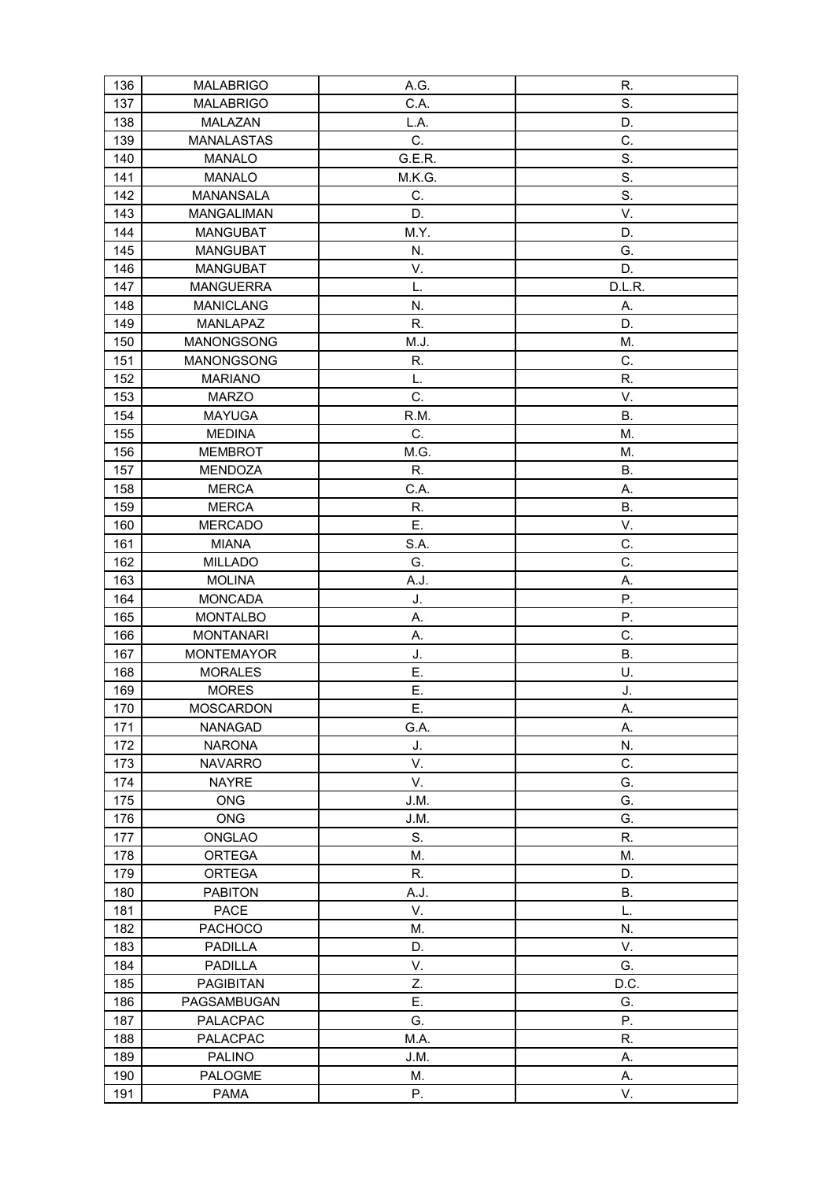| 136 | MALABRIGO | A.G. | R. |
|---|---|---|---|
| 137 | MALABRIGO | C.A. | S. |
| 138 | MALAZAN | L.A. | D. |
| 139 | MANALASTAS | C. | C. |
| 140 | MANALO | G.E.R. | S. |
| 141 | MANALO | M.K.G. | S. |
| 142 | MANANSALA | C. | S. |
| 143 | MANGALIMAN | D. | V. |
| 144 | MANGUBAT | M.Y. | D. |
| 145 | MANGUBAT | N. | G. |
| 146 | MANGUBAT | V. | D. |
| 147 | MANGUERRA | L. | D.L.R. |
| 148 | MANICLANG | N. | A. |
| 149 | MANLAPAZ | R. | D. |
| 150 | MANONGSONG | M.J. | M. |
| 151 | MANONGSONG | R. | C. |
| 152 | MARIANO | L. | R. |
| 153 | MARZO | C. | V. |
| 154 | MAYUGA | R.M. | B. |
| 155 | MEDINA | C. | M. |
| 156 | MEMBROT | M.G. | M. |
| 157 | MENDOZA | R. | B. |
| 158 | MERCA | C.A. | A. |
| 159 | MERCA | R. | B. |
| 160 | MERCADO | E. | V. |
| 161 | MIANA | S.A. | C. |
| 162 | MILLADO | G. | C. |
| 163 | MOLINA | A.J. | A. |
| 164 | MONCADA | J. | P. |
| 165 | MONTALBO | A. | P. |
| 166 | MONTANARI | A. | C. |
| 167 | MONTEMAYOR | J. | B. |
| 168 | MORALES | E. | U. |
| 169 | MORES | E. | J. |
| 170 | MOSCARDON | E. | A. |
| 171 | NANAGAD | G.A. | A. |
| 172 | NARONA | J. | N. |
| 173 | NAVARRO | V. | C. |
| 174 | NAYRE | V. | G. |
| 175 | ONG | J.M. | G. |
| 176 | ONG | J.M. | G. |
| 177 | ONGLAO | S. | R. |
| 178 | ORTEGA | M. | M. |
| 179 | ORTEGA | R. | D. |
| 180 | PABITON | A.J. | B. |
| 181 | PACE | V. | L. |
| 182 | PACHOCO | M. | N. |
| 183 | PADILLA | D. | V. |
| 184 | PADILLA | V. | G. |
| 185 | PAGIBITAN | Z. | D.C. |
| 186 | PAGSAMBUGAN | E. | G. |
| 187 | PALACPAC | G. | P. |
| 188 | PALACPAC | M.A. | R. |
| 189 | PALINO | J.M. | A. |
| 190 | PALOGME | M. | A. |
| 191 | PAMA | P. | V. |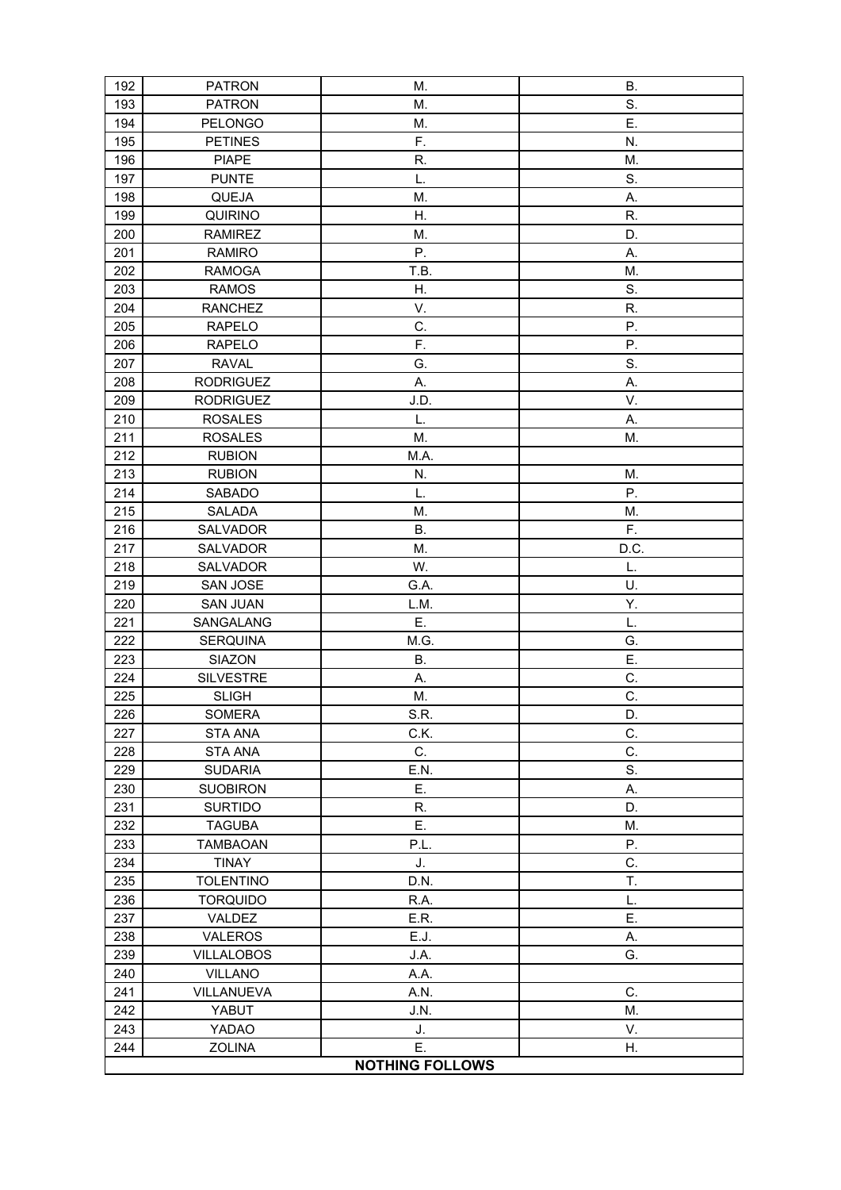| | | | |
|---|---|---|---|
| 192 | PATRON | M. | B. |
| 193 | PATRON | M. | S. |
| 194 | PELONGO | M. | E. |
| 195 | PETINES | F. | N. |
| 196 | PIAPE | R. | M. |
| 197 | PUNTE | L. | S. |
| 198 | QUEJA | M. | A. |
| 199 | QUIRINO | H. | R. |
| 200 | RAMIREZ | M. | D. |
| 201 | RAMIRO | P. | A. |
| 202 | RAMOGA | T.B. | M. |
| 203 | RAMOS | H. | S. |
| 204 | RANCHEZ | V. | R. |
| 205 | RAPELO | C. | P. |
| 206 | RAPELO | F. | P. |
| 207 | RAVAL | G. | S. |
| 208 | RODRIGUEZ | A. | A. |
| 209 | RODRIGUEZ | J.D. | V. |
| 210 | ROSALES | L. | A. |
| 211 | ROSALES | M. | M. |
| 212 | RUBION | M.A. | |
| 213 | RUBION | N. | M. |
| 214 | SABADO | L. | P. |
| 215 | SALADA | M. | M. |
| 216 | SALVADOR | B. | F. |
| 217 | SALVADOR | M. | D.C. |
| 218 | SALVADOR | W. | L. |
| 219 | SAN JOSE | G.A. | U. |
| 220 | SAN JUAN | L.M. | Y. |
| 221 | SANGALANG | E. | L. |
| 222 | SERQUINA | M.G. | G. |
| 223 | SIAZON | B. | E. |
| 224 | SILVESTRE | A. | C. |
| 225 | SLIGH | M. | C. |
| 226 | SOMERA | S.R. | D. |
| 227 | STA ANA | C.K. | C. |
| 228 | STA ANA | C. | C. |
| 229 | SUDARIA | E.N. | S. |
| 230 | SUOBIRON | E. | A. |
| 231 | SURTIDO | R. | D. |
| 232 | TAGUBA | E. | M. |
| 233 | TAMBAOAN | P.L. | P. |
| 234 | TINAY | J. | C. |
| 235 | TOLENTINO | D.N. | T. |
| 236 | TORQUIDO | R.A. | L. |
| 237 | VALDEZ | E.R. | E. |
| 238 | VALEROS | E.J. | A. |
| 239 | VILLALOBOS | J.A. | G. |
| 240 | VILLANO | A.A. | |
| 241 | VILLANUEVA | A.N. | C. |
| 242 | YABUT | J.N. | M. |
| 243 | YADAO | J. | V. |
| 244 | ZOLINA | E. | H. |

**NOTHING FOLLOWS**